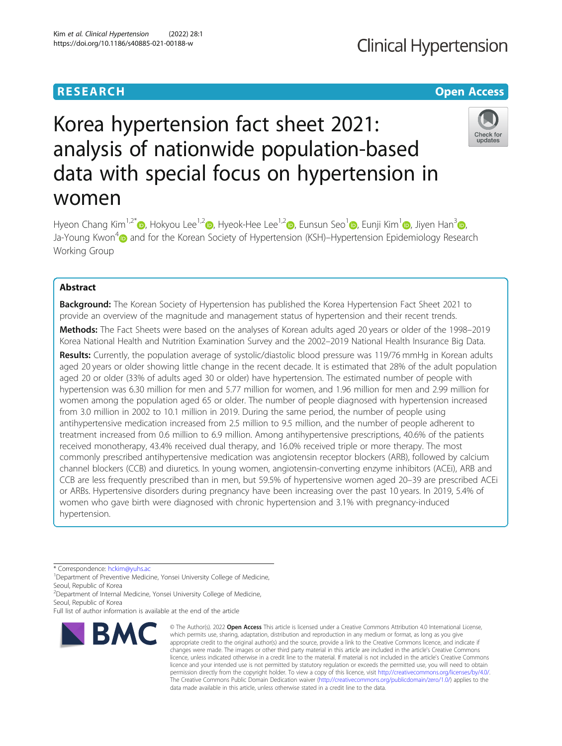RESEARCH | Open Access

# Korea hypertension fact sheet 2021: analysis of nationwide population-based data with special focus on hypertension in women

Hyeon Chang Kim[1,2*], Hokyou Lee[1,2], Hyeok-Hee Lee[1,2], Eunsun Seo[1], Eunji Kim[1], Jiyen Han[3], Ja-Young Kwon[4] and for the Korean Society of Hypertension (KSH)–Hypertension Epidemiology Research Working Group

## Abstract

**Background:** The Korean Society of Hypertension has published the Korea Hypertension Fact Sheet 2021 to provide an overview of the magnitude and management status of hypertension and their recent trends.

**Methods:** The Fact Sheets were based on the analyses of Korean adults aged 20 years or older of the 1998–2019 Korea National Health and Nutrition Examination Survey and the 2002–2019 National Health Insurance Big Data.

**Results:** Currently, the population average of systolic/diastolic blood pressure was 119/76 mmHg in Korean adults aged 20 years or older showing little change in the recent decade. It is estimated that 28% of the adult population aged 20 or older (33% of adults aged 30 or older) have hypertension. The estimated number of people with hypertension was 6.30 million for men and 5.77 million for women, and 1.96 million for men and 2.99 million for women among the population aged 65 or older. The number of people diagnosed with hypertension increased from 3.0 million in 2002 to 10.1 million in 2019. During the same period, the number of people using antihypertensive medication increased from 2.5 million to 9.5 million, and the number of people adherent to treatment increased from 0.6 million to 6.9 million. Among antihypertensive prescriptions, 40.6% of the patients received monotherapy, 43.4% received dual therapy, and 16.0% received triple or more therapy. The most commonly prescribed antihypertensive medication was angiotensin receptor blockers (ARB), followed by calcium channel blockers (CCB) and diuretics. In young women, angiotensin-converting enzyme inhibitors (ACEi), ARB and CCB are less frequently prescribed than in men, but 59.5% of hypertensive women aged 20–39 are prescribed ACEi or ARBs. Hypertensive disorders during pregnancy have been increasing over the past 10 years. In 2019, 5.4% of women who gave birth were diagnosed with chronic hypertension and 3.1% with pregnancy-induced hypertension.

---

\* Correspondence: hckim@yuhs.ac

[1]Department of Preventive Medicine, Yonsei University College of Medicine, Seoul, Republic of Korea

[2]Department of Internal Medicine, Yonsei University College of Medicine, Seoul, Republic of Korea

Full list of author information is available at the end of the article

© The Author(s). 2022 **Open Access** This article is licensed under a Creative Commons Attribution 4.0 International License, which permits use, sharing, adaptation, distribution and reproduction in any medium or format, as long as you give appropriate credit to the original author(s) and the source, provide a link to the Creative Commons licence, and indicate if changes were made. The images or other third party material in this article are included in the article's Creative Commons licence, unless indicated otherwise in a credit line to the material. If material is not included in the article's Creative Commons licence and your intended use is not permitted by statutory regulation or exceeds the permitted use, you will need to obtain permission directly from the copyright holder. To view a copy of this licence, visit http://creativecommons.org/licenses/by/4.0/. The Creative Commons Public Domain Dedication waiver (http://creativecommons.org/publicdomain/zero/1.0/) applies to the data made available in this article, unless otherwise stated in a credit line to the data.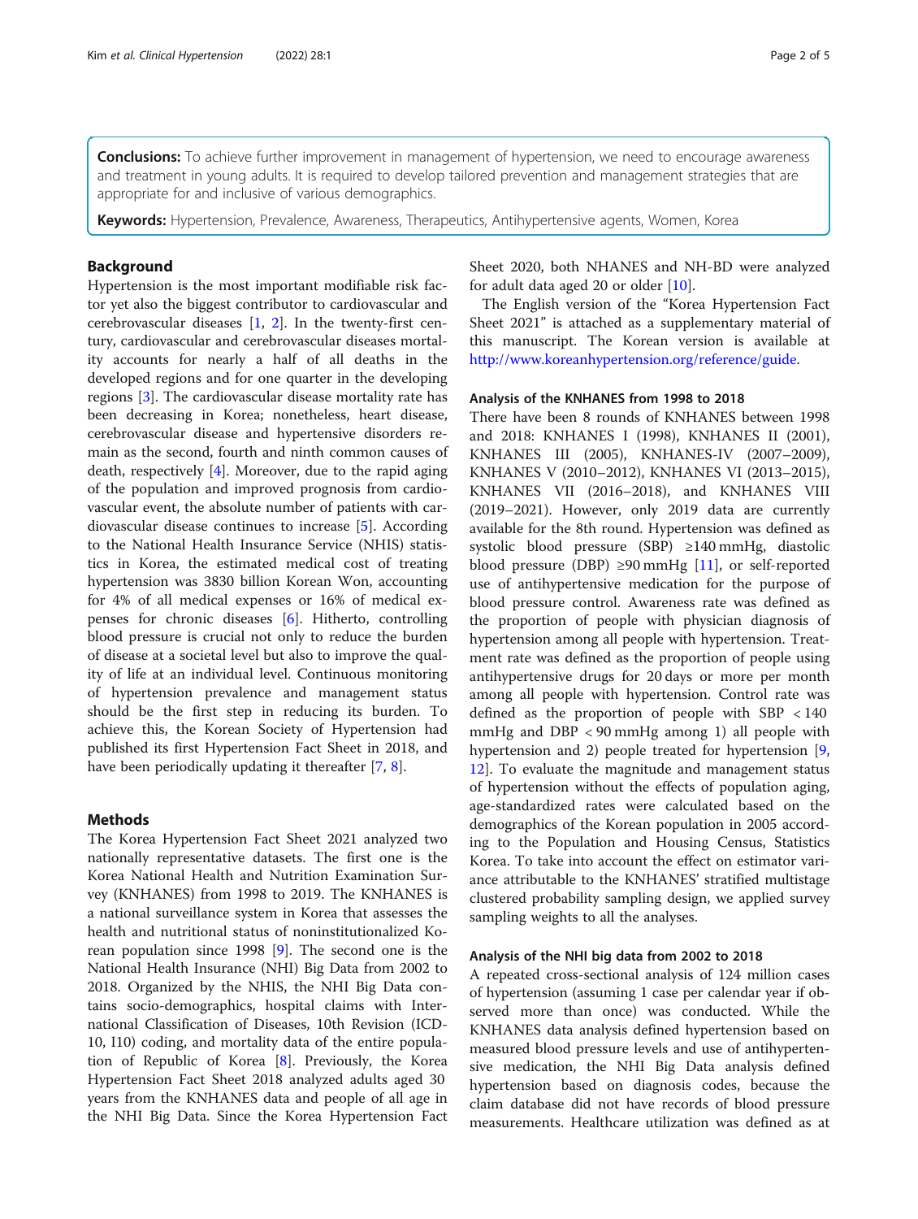**Conclusions:** To achieve further improvement in management of hypertension, we need to encourage awareness and treatment in young adults. It is required to develop tailored prevention and management strategies that are appropriate for and inclusive of various demographics.

**Keywords:** Hypertension, Prevalence, Awareness, Therapeutics, Antihypertensive agents, Women, Korea

## Background

Hypertension is the most important modifiable risk factor yet also the biggest contributor to cardiovascular and cerebrovascular diseases [1, 2]. In the twenty-first century, cardiovascular and cerebrovascular diseases mortality accounts for nearly a half of all deaths in the developed regions and for one quarter in the developing regions [3]. The cardiovascular disease mortality rate has been decreasing in Korea; nonetheless, heart disease, cerebrovascular disease and hypertensive disorders remain as the second, fourth and ninth common causes of death, respectively [4]. Moreover, due to the rapid aging of the population and improved prognosis from cardiovascular event, the absolute number of patients with cardiovascular disease continues to increase [5]. According to the National Health Insurance Service (NHIS) statistics in Korea, the estimated medical cost of treating hypertension was 3830 billion Korean Won, accounting for 4% of all medical expenses or 16% of medical expenses for chronic diseases [6]. Hitherto, controlling blood pressure is crucial not only to reduce the burden of disease at a societal level but also to improve the quality of life at an individual level. Continuous monitoring of hypertension prevalence and management status should be the first step in reducing its burden. To achieve this, the Korean Society of Hypertension had published its first Hypertension Fact Sheet in 2018, and have been periodically updating it thereafter [7, 8].

## Methods

The Korea Hypertension Fact Sheet 2021 analyzed two nationally representative datasets. The first one is the Korea National Health and Nutrition Examination Survey (KNHANES) from 1998 to 2019. The KNHANES is a national surveillance system in Korea that assesses the health and nutritional status of noninstitutionalized Korean population since 1998 [9]. The second one is the National Health Insurance (NHI) Big Data from 2002 to 2018. Organized by the NHIS, the NHI Big Data contains socio-demographics, hospital claims with International Classification of Diseases, 10th Revision (ICD-10, I10) coding, and mortality data of the entire population of Republic of Korea [8]. Previously, the Korea Hypertension Fact Sheet 2018 analyzed adults aged 30 years from the KNHANES data and people of all age in the NHI Big Data. Since the Korea Hypertension Fact Sheet 2020, both NHANES and NH-BD were analyzed for adult data aged 20 or older [10].

The English version of the "Korea Hypertension Fact Sheet 2021" is attached as a supplementary material of this manuscript. The Korean version is available at http://www.koreanhypertension.org/reference/guide.

### Analysis of the KNHANES from 1998 to 2018

There have been 8 rounds of KNHANES between 1998 and 2018: KNHANES I (1998), KNHANES II (2001), KNHANES III (2005), KNHANES-IV (2007–2009), KNHANES V (2010–2012), KNHANES VI (2013–2015), KNHANES VII (2016–2018), and KNHANES VIII (2019–2021). However, only 2019 data are currently available for the 8th round. Hypertension was defined as systolic blood pressure (SBP) ≥140 mmHg, diastolic blood pressure (DBP) ≥90 mmHg [11], or self-reported use of antihypertensive medication for the purpose of blood pressure control. Awareness rate was defined as the proportion of people with physician diagnosis of hypertension among all people with hypertension. Treatment rate was defined as the proportion of people using antihypertensive drugs for 20 days or more per month among all people with hypertension. Control rate was defined as the proportion of people with SBP < 140 mmHg and DBP < 90 mmHg among 1) all people with hypertension and 2) people treated for hypertension [9, 12]. To evaluate the magnitude and management status of hypertension without the effects of population aging, age-standardized rates were calculated based on the demographics of the Korean population in 2005 according to the Population and Housing Census, Statistics Korea. To take into account the effect on estimator variance attributable to the KNHANES' stratified multistage clustered probability sampling design, we applied survey sampling weights to all the analyses.

### Analysis of the NHI big data from 2002 to 2018

A repeated cross-sectional analysis of 124 million cases of hypertension (assuming 1 case per calendar year if observed more than once) was conducted. While the KNHANES data analysis defined hypertension based on measured blood pressure levels and use of antihypertensive medication, the NHI Big Data analysis defined hypertension based on diagnosis codes, because the claim database did not have records of blood pressure measurements. Healthcare utilization was defined as at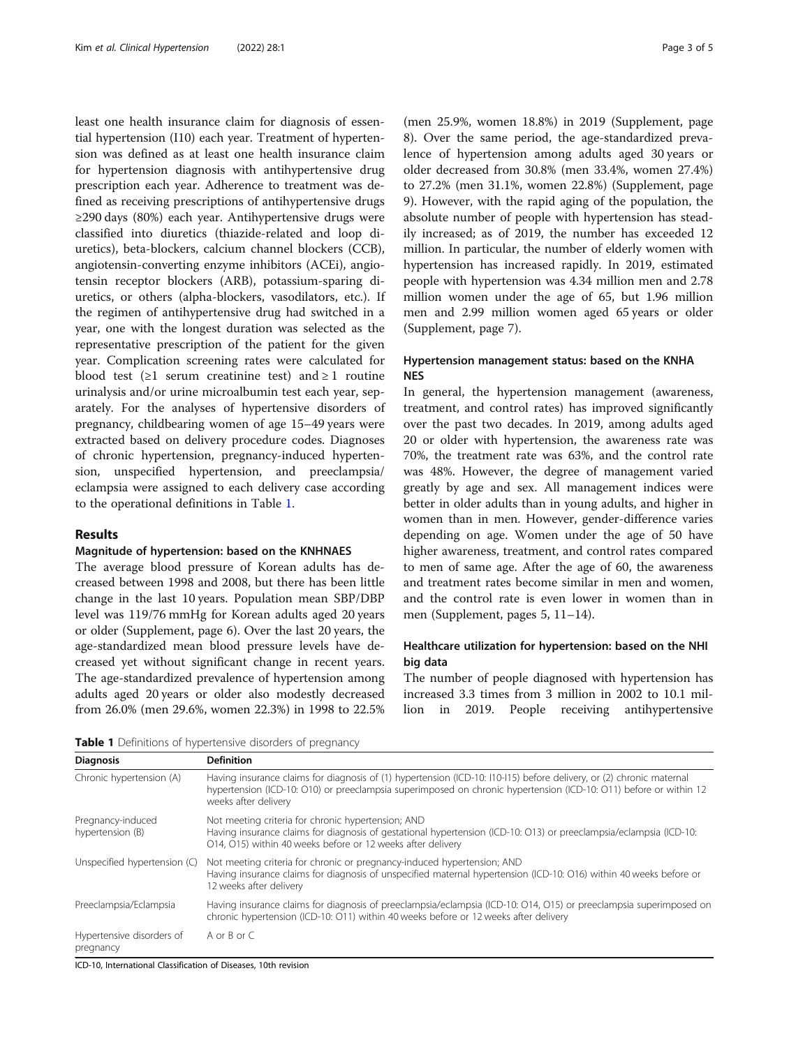least one health insurance claim for diagnosis of essential hypertension (I10) each year. Treatment of hypertension was defined as at least one health insurance claim for hypertension diagnosis with antihypertensive drug prescription each year. Adherence to treatment was defined as receiving prescriptions of antihypertensive drugs ≥290 days (80%) each year. Antihypertensive drugs were classified into diuretics (thiazide-related and loop diuretics), beta-blockers, calcium channel blockers (CCB), angiotensin-converting enzyme inhibitors (ACEi), angiotensin receptor blockers (ARB), potassium-sparing diuretics, or others (alpha-blockers, vasodilators, etc.). If the regimen of antihypertensive drug had switched in a year, one with the longest duration was selected as the representative prescription of the patient for the given year. Complication screening rates were calculated for blood test (≥1 serum creatinine test) and ≥ 1 routine urinalysis and/or urine microalbumin test each year, separately. For the analyses of hypertensive disorders of pregnancy, childbearing women of age 15–49 years were extracted based on delivery procedure codes. Diagnoses of chronic hypertension, pregnancy-induced hypertension, unspecified hypertension, and preeclampsia/eclampsia were assigned to each delivery case according to the operational definitions in Table 1.

## Results

### Magnitude of hypertension: based on the KNHNAES

The average blood pressure of Korean adults has decreased between 1998 and 2008, but there has been little change in the last 10 years. Population mean SBP/DBP level was 119/76 mmHg for Korean adults aged 20 years or older (Supplement, page 6). Over the last 20 years, the age-standardized mean blood pressure levels have decreased yet without significant change in recent years. The age-standardized prevalence of hypertension among adults aged 20 years or older also modestly decreased from 26.0% (men 29.6%, women 22.3%) in 1998 to 22.5% (men 25.9%, women 18.8%) in 2019 (Supplement, page 8). Over the same period, the age-standardized prevalence of hypertension among adults aged 30 years or older decreased from 30.8% (men 33.4%, women 27.4%) to 27.2% (men 31.1%, women 22.8%) (Supplement, page 9). However, with the rapid aging of the population, the absolute number of people with hypertension has steadily increased; as of 2019, the number has exceeded 12 million. In particular, the number of elderly women with hypertension has increased rapidly. In 2019, estimated people with hypertension was 4.34 million men and 2.78 million women under the age of 65, but 1.96 million men and 2.99 million women aged 65 years or older (Supplement, page 7).

### Hypertension management status: based on the KNHA NES

In general, the hypertension management (awareness, treatment, and control rates) has improved significantly over the past two decades. In 2019, among adults aged 20 or older with hypertension, the awareness rate was 70%, the treatment rate was 63%, and the control rate was 48%. However, the degree of management varied greatly by age and sex. All management indices were better in older adults than in young adults, and higher in women than in men. However, gender-difference varies depending on age. Women under the age of 50 have higher awareness, treatment, and control rates compared to men of same age. After the age of 60, the awareness and treatment rates become similar in men and women, and the control rate is even lower in women than in men (Supplement, pages 5, 11–14).

### Healthcare utilization for hypertension: based on the NHI big data

The number of people diagnosed with hypertension has increased 3.3 times from 3 million in 2002 to 10.1 million in 2019. People receiving antihypertensive

**Table 1** Definitions of hypertensive disorders of pregnancy

| Diagnosis | Definition |
| --- | --- |
| Chronic hypertension (A) | Having insurance claims for diagnosis of (1) hypertension (ICD-10: I10-I15) before delivery, or (2) chronic maternal hypertension (ICD-10: O10) or preeclampsia superimposed on chronic hypertension (ICD-10: O11) before or within 12 weeks after delivery |
| Pregnancy-induced hypertension (B) | Not meeting criteria for chronic hypertension; AND Having insurance claims for diagnosis of gestational hypertension (ICD-10: O13) or preeclampsia/eclampsia (ICD-10: O14, O15) within 40 weeks before or 12 weeks after delivery |
| Unspecified hypertension (C) | Not meeting criteria for chronic or pregnancy-induced hypertension; AND Having insurance claims for diagnosis of unspecified maternal hypertension (ICD-10: O16) within 40 weeks before or 12 weeks after delivery |
| Preeclampsia/Eclampsia | Having insurance claims for diagnosis of preeclampsia/eclampsia (ICD-10: O14, O15) or preeclampsia superimposed on chronic hypertension (ICD-10: O11) within 40 weeks before or 12 weeks after delivery |
| Hypertensive disorders of pregnancy | A or B or C |

ICD-10, International Classification of Diseases, 10th revision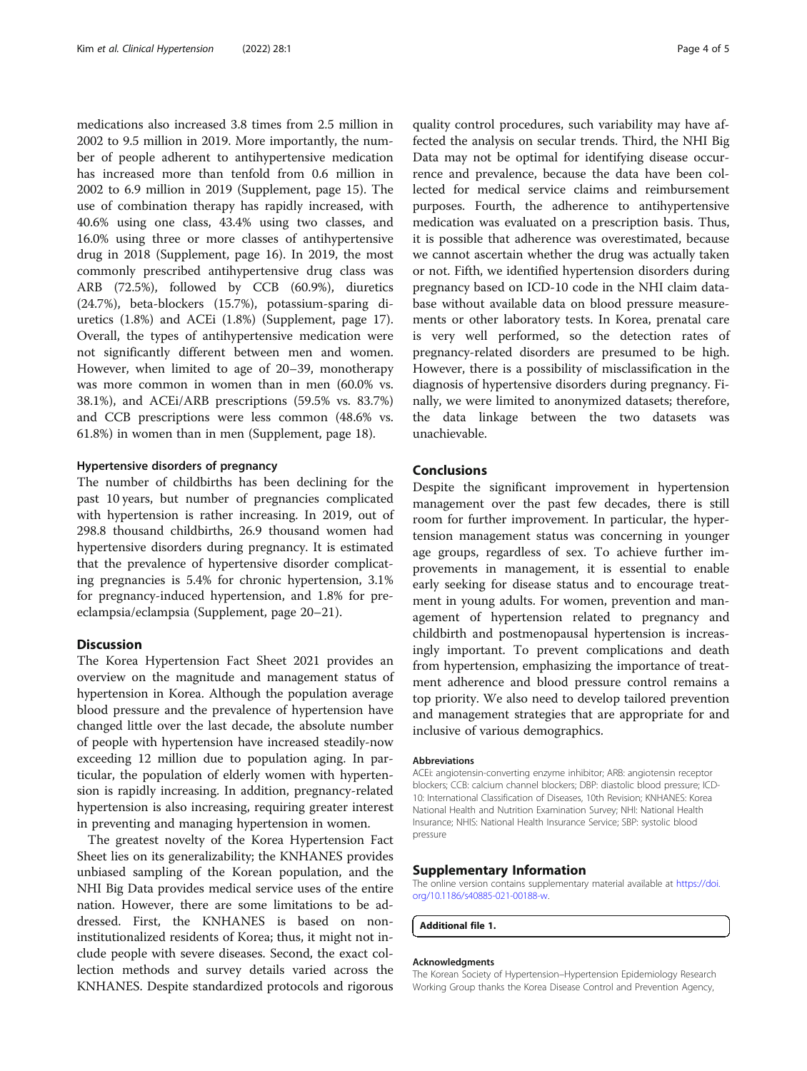medications also increased 3.8 times from 2.5 million in 2002 to 9.5 million in 2019. More importantly, the number of people adherent to antihypertensive medication has increased more than tenfold from 0.6 million in 2002 to 6.9 million in 2019 (Supplement, page 15). The use of combination therapy has rapidly increased, with 40.6% using one class, 43.4% using two classes, and 16.0% using three or more classes of antihypertensive drug in 2018 (Supplement, page 16). In 2019, the most commonly prescribed antihypertensive drug class was ARB (72.5%), followed by CCB (60.9%), diuretics (24.7%), beta-blockers (15.7%), potassium-sparing diuretics (1.8%) and ACEi (1.8%) (Supplement, page 17). Overall, the types of antihypertensive medication were not significantly different between men and women. However, when limited to age of 20–39, monotherapy was more common in women than in men (60.0% vs. 38.1%), and ACEi/ARB prescriptions (59.5% vs. 83.7%) and CCB prescriptions were less common (48.6% vs. 61.8%) in women than in men (Supplement, page 18).

### Hypertensive disorders of pregnancy

The number of childbirths has been declining for the past 10 years, but number of pregnancies complicated with hypertension is rather increasing. In 2019, out of 298.8 thousand childbirths, 26.9 thousand women had hypertensive disorders during pregnancy. It is estimated that the prevalence of hypertensive disorder complicating pregnancies is 5.4% for chronic hypertension, 3.1% for pregnancy-induced hypertension, and 1.8% for preeclampsia/eclampsia (Supplement, page 20–21).

## Discussion

The Korea Hypertension Fact Sheet 2021 provides an overview on the magnitude and management status of hypertension in Korea. Although the population average blood pressure and the prevalence of hypertension have changed little over the last decade, the absolute number of people with hypertension have increased steadily-now exceeding 12 million due to population aging. In particular, the population of elderly women with hypertension is rapidly increasing. In addition, pregnancy-related hypertension is also increasing, requiring greater interest in preventing and managing hypertension in women.

The greatest novelty of the Korea Hypertension Fact Sheet lies on its generalizability; the KNHANES provides unbiased sampling of the Korean population, and the NHI Big Data provides medical service uses of the entire nation. However, there are some limitations to be addressed. First, the KNHANES is based on non-institutionalized residents of Korea; thus, it might not include people with severe diseases. Second, the exact collection methods and survey details varied across the KNHANES. Despite standardized protocols and rigorous quality control procedures, such variability may have affected the analysis on secular trends. Third, the NHI Big Data may not be optimal for identifying disease occurrence and prevalence, because the data have been collected for medical service claims and reimbursement purposes. Fourth, the adherence to antihypertensive medication was evaluated on a prescription basis. Thus, it is possible that adherence was overestimated, because we cannot ascertain whether the drug was actually taken or not. Fifth, we identified hypertension disorders during pregnancy based on ICD-10 code in the NHI claim database without available data on blood pressure measurements or other laboratory tests. In Korea, prenatal care is very well performed, so the detection rates of pregnancy-related disorders are presumed to be high. However, there is a possibility of misclassification in the diagnosis of hypertensive disorders during pregnancy. Finally, we were limited to anonymized datasets; therefore, the data linkage between the two datasets was unachievable.

## Conclusions

Despite the significant improvement in hypertension management over the past few decades, there is still room for further improvement. In particular, the hypertension management status was concerning in younger age groups, regardless of sex. To achieve further improvements in management, it is essential to enable early seeking for disease status and to encourage treatment in young adults. For women, prevention and management of hypertension related to pregnancy and childbirth and postmenopausal hypertension is increasingly important. To prevent complications and death from hypertension, emphasizing the importance of treatment adherence and blood pressure control remains a top priority. We also need to develop tailored prevention and management strategies that are appropriate for and inclusive of various demographics.

#### Abbreviations

ACEi: angiotensin-converting enzyme inhibitor; ARB: angiotensin receptor blockers; CCB: calcium channel blockers; DBP: diastolic blood pressure; ICD-10: International Classification of Diseases, 10th Revision; KNHANES: Korea National Health and Nutrition Examination Survey; NHI: National Health Insurance; NHIS: National Health Insurance Service; SBP: systolic blood pressure

## Supplementary Information

The online version contains supplementary material available at https://doi.org/10.1186/s40885-021-00188-w.

**Additional file 1.**

#### Acknowledgments

The Korean Society of Hypertension–Hypertension Epidemiology Research Working Group thanks the Korea Disease Control and Prevention Agency,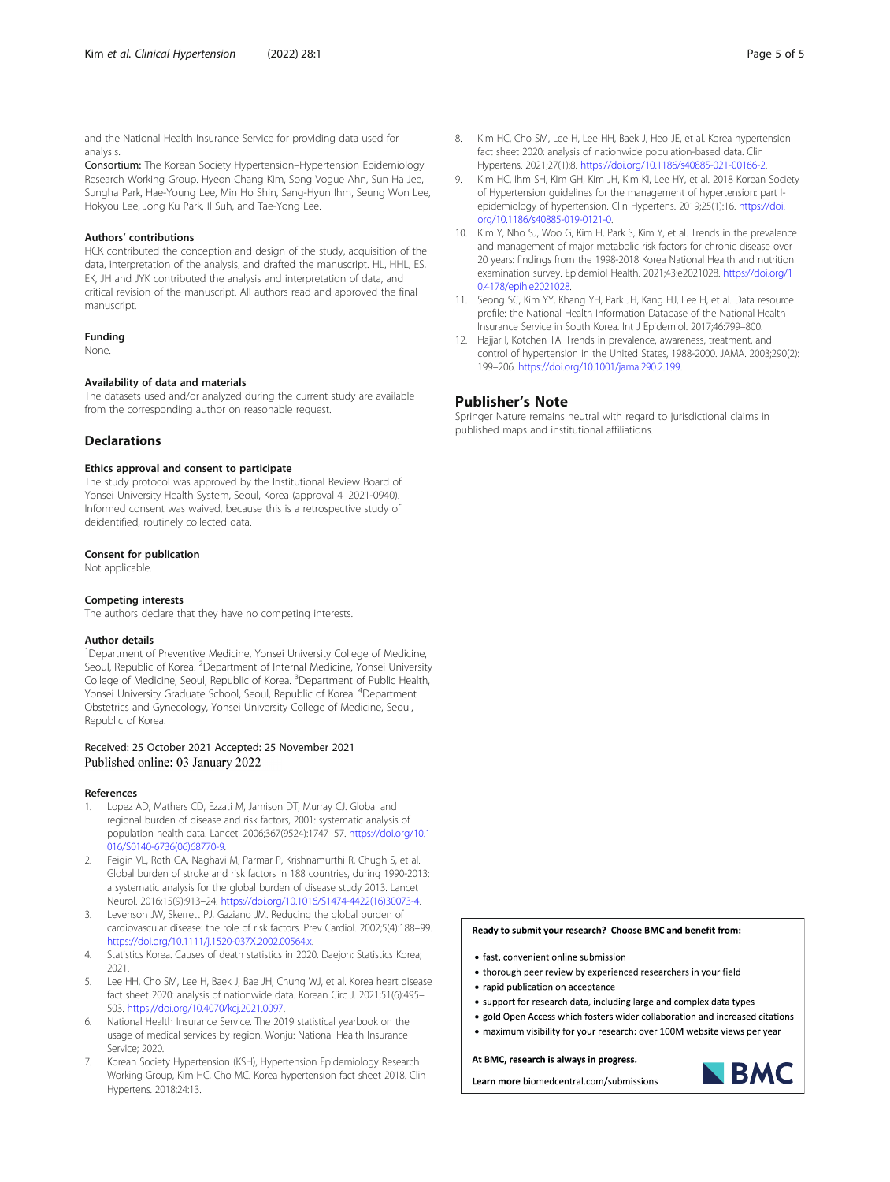and the National Health Insurance Service for providing data used for analysis.

**Consortium:** The Korean Society Hypertension–Hypertension Epidemiology Research Working Group. Hyeon Chang Kim, Song Vogue Ahn, Sun Ha Jee, Sungha Park, Hae-Young Lee, Min Ho Shin, Sang-Hyun Ihm, Seung Won Lee, Hokyou Lee, Jong Ku Park, Il Suh, and Tae-Yong Lee.

### Authors' contributions

HCK contributed the conception and design of the study, acquisition of the data, interpretation of the analysis, and drafted the manuscript. HL, HHL, ES, EK, JH and JYK contributed the analysis and interpretation of data, and critical revision of the manuscript. All authors read and approved the final manuscript.

### Funding

None.

### Availability of data and materials

The datasets used and/or analyzed during the current study are available from the corresponding author on reasonable request.

## Declarations

### Ethics approval and consent to participate

The study protocol was approved by the Institutional Review Board of Yonsei University Health System, Seoul, Korea (approval 4–2021-0940). Informed consent was waived, because this is a retrospective study of deidentified, routinely collected data.

### Consent for publication

Not applicable.

### Competing interests

The authors declare that they have no competing interests.

### Author details

[1]Department of Preventive Medicine, Yonsei University College of Medicine, Seoul, Republic of Korea. [2]Department of Internal Medicine, Yonsei University College of Medicine, Seoul, Republic of Korea. [3]Department of Public Health, Yonsei University Graduate School, Seoul, Republic of Korea. [4]Department Obstetrics and Gynecology, Yonsei University College of Medicine, Seoul, Republic of Korea.

Received: 25 October 2021 Accepted: 25 November 2021
Published online: 03 January 2022

### References

1. Lopez AD, Mathers CD, Ezzati M, Jamison DT, Murray CJ. Global and regional burden of disease and risk factors, 2001: systematic analysis of population health data. Lancet. 2006;367(9524):1747–57. https://doi.org/10.1016/S0140-6736(06)68770-9.
2. Feigin VL, Roth GA, Naghavi M, Parmar P, Krishnamurthi R, Chugh S, et al. Global burden of stroke and risk factors in 188 countries, during 1990-2013: a systematic analysis for the global burden of disease study 2013. Lancet Neurol. 2016;15(9):913–24. https://doi.org/10.1016/S1474-4422(16)30073-4.
3. Levenson JW, Skerrett PJ, Gaziano JM. Reducing the global burden of cardiovascular disease: the role of risk factors. Prev Cardiol. 2002;5(4):188–99. https://doi.org/10.1111/j.1520-037X.2002.00564.x.
4. Statistics Korea. Causes of death statistics in 2020. Daejon: Statistics Korea; 2021.
5. Lee HH, Cho SM, Lee H, Baek J, Bae JH, Chung WJ, et al. Korea heart disease fact sheet 2020: analysis of nationwide data. Korean Circ J. 2021;51(6):495–503. https://doi.org/10.4070/kcj.2021.0097.
6. National Health Insurance Service. The 2019 statistical yearbook on the usage of medical services by region. Wonju: National Health Insurance Service; 2020.
7. Korean Society Hypertension (KSH), Hypertension Epidemiology Research Working Group, Kim HC, Cho MC. Korea hypertension fact sheet 2018. Clin Hypertens. 2018;24:13.
8. Kim HC, Cho SM, Lee H, Lee HH, Baek J, Heo JE, et al. Korea hypertension fact sheet 2020: analysis of nationwide population-based data. Clin Hypertens. 2021;27(1):8. https://doi.org/10.1186/s40885-021-00166-2.
9. Kim HC, Ihm SH, Kim GH, Kim JH, Kim KI, Lee HY, et al. 2018 Korean Society of Hypertension guidelines for the management of hypertension: part I-epidemiology of hypertension. Clin Hypertens. 2019;25(1):16. https://doi.org/10.1186/s40885-019-0121-0.
10. Kim Y, Nho SJ, Woo G, Kim H, Park S, Kim Y, et al. Trends in the prevalence and management of major metabolic risk factors for chronic disease over 20 years: findings from the 1998-2018 Korea National Health and nutrition examination survey. Epidemiol Health. 2021;43:e2021028. https://doi.org/10.4178/epih.e2021028.
11. Seong SC, Kim YY, Khang YH, Park JH, Kang HJ, Lee H, et al. Data resource profile: the National Health Information Database of the National Health Insurance Service in South Korea. Int J Epidemiol. 2017;46:799–800.
12. Hajjar I, Kotchen TA. Trends in prevalence, awareness, treatment, and control of hypertension in the United States, 1988-2000. JAMA. 2003;290(2):199–206. https://doi.org/10.1001/jama.290.2.199.

## Publisher's Note

Springer Nature remains neutral with regard to jurisdictional claims in published maps and institutional affiliations.

**Ready to submit your research? Choose BMC and benefit from:**

- fast, convenient online submission
- thorough peer review by experienced researchers in your field
- rapid publication on acceptance
- support for research data, including large and complex data types
- gold Open Access which fosters wider collaboration and increased citations
- maximum visibility for your research: over 100M website views per year

**At BMC, research is always in progress.**

**Learn more** biomedcentral.com/submissions

BMC